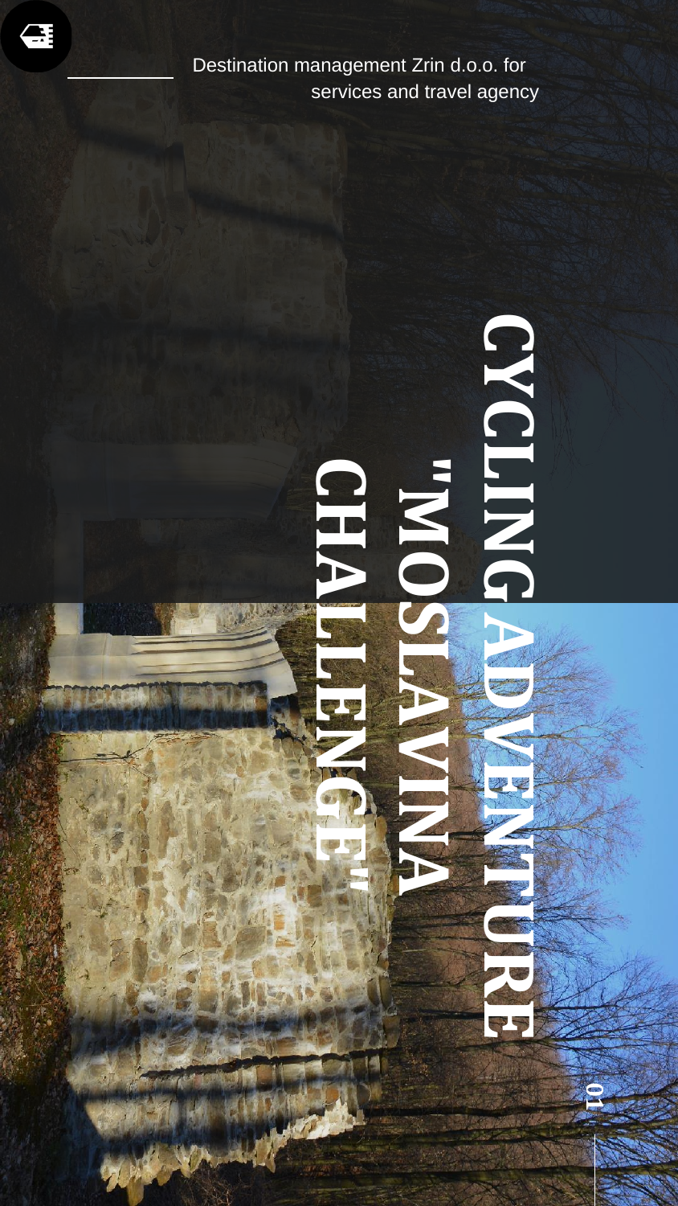Destination management Zrin d.o.o. for services and travel agency

# CYCLING ADVENTURE "MOSLAVINA CHALLENGE"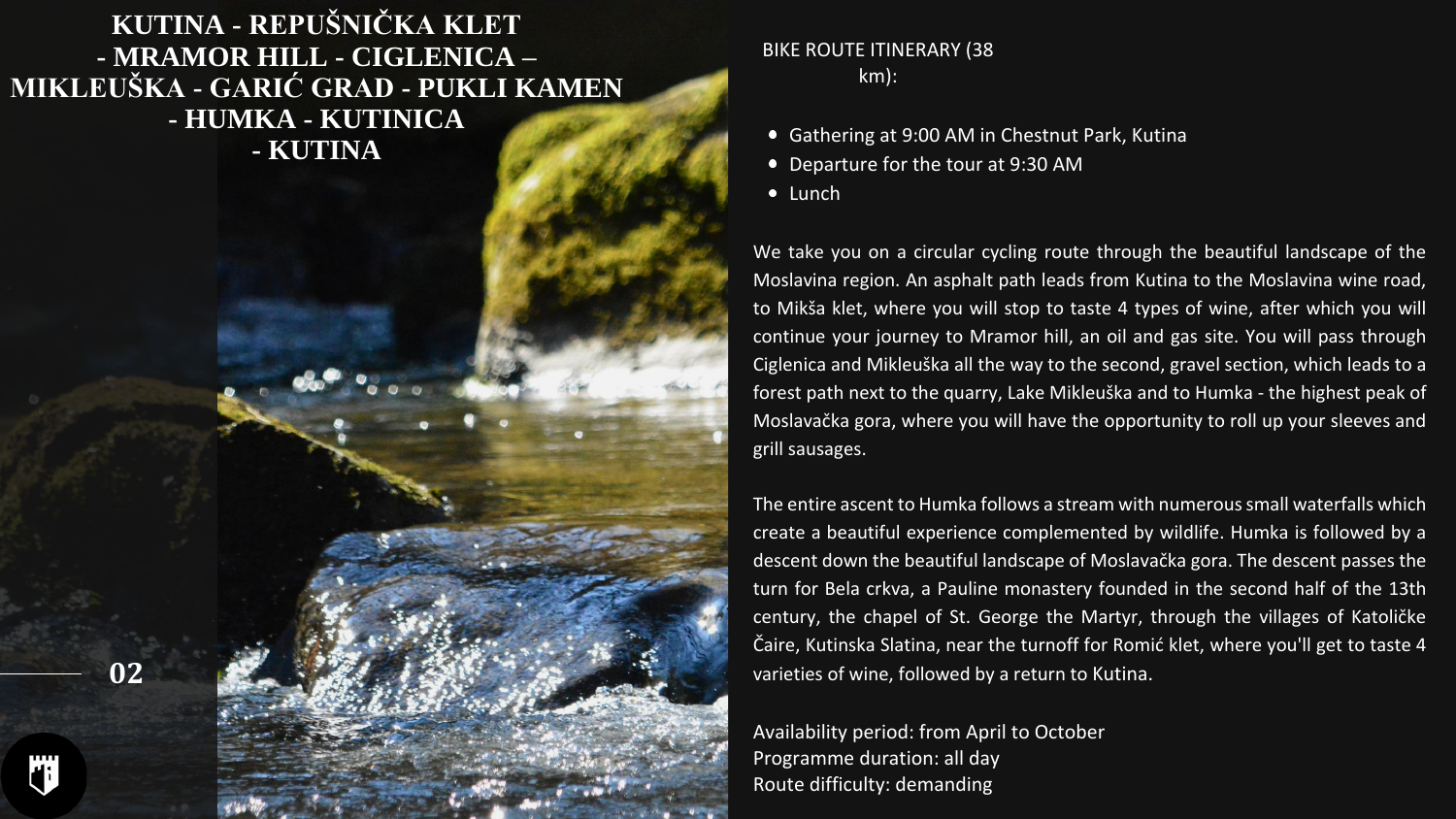# KUTINA - REPUŠNIČKA KLET - MRAMOR HILL - CIGLENICA – MIKLEUŠKA - GARIĆ GRAD - PUKLI KAMEN - HUMKA - KUTINICA - KUTINA

02

BIKE ROUTE ITINERARY (38 km):

- Gathering at 9:00 AM in Chestnut Park, Kutina
- Departure for the tour at 9:30 AM
- Lunch

We take you on a circular cycling route through the beautiful landscape of the Moslavina region. An asphalt path leads from Kutina to the Moslavina wine road, to Mikša klet, where you will stop to taste 4 types of wine, after which you will continue your journey to Mramor hill, an oil and gas site. You will pass through Ciglenica and Mikleuška all the way to the second, gravel section, which leads to a forest path next to the quarry, Lake Mikleuška and to Humka - the highest peak of Moslavačka gora, where you will have the opportunity to roll up your sleeves and grill sausages.

The entire ascent to Humka follows a stream with numerous small waterfalls which create a beautiful experience complemented by wildlife. Humka is followed by a descent down the beautiful landscape of Moslavačka gora. The descent passes the turn for Bela crkva, a Pauline monastery founded in the second half of the 13th century, the chapel of St. George the Martyr, through the villages of Katoličke Čaire, Kutinska Slatina, near the turnoff for Romić klet, where you'll get to taste 4 varieties of wine, followed by a return to Kutina.

Availability period: from April to October
Programme duration: all day
Route difficulty: demanding